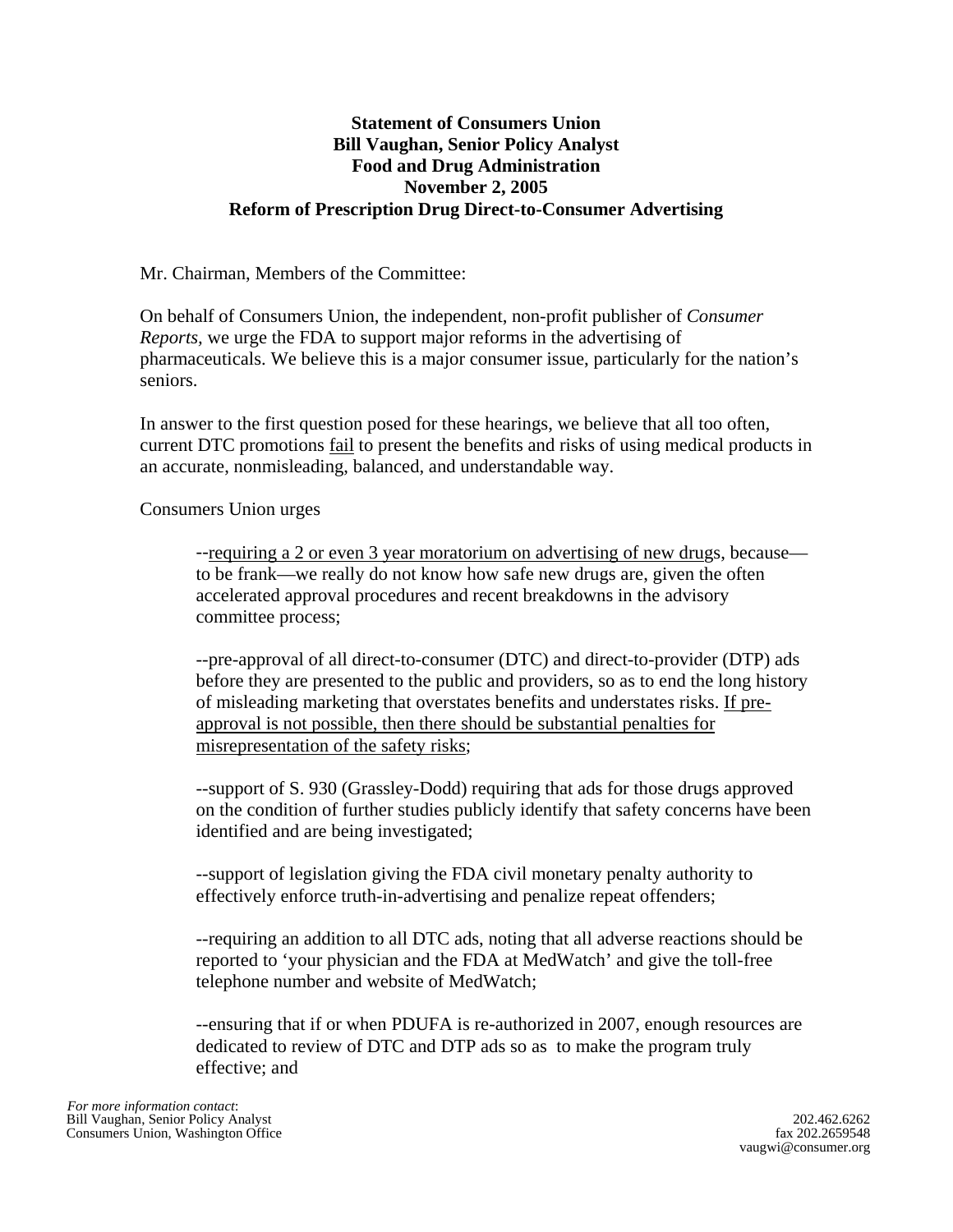**Statement of Consumers Union**
**Bill Vaughan, Senior Policy Analyst**
**Food and Drug Administration**
**November 2, 2005**
**Reform of Prescription Drug Direct-to-Consumer Advertising**

Mr. Chairman, Members of the Committee:

On behalf of Consumers Union, the independent, non-profit publisher of *Consumer Reports,* we urge the FDA to support major reforms in the advertising of pharmaceuticals. We believe this is a major consumer issue, particularly for the nation's seniors.

In answer to the first question posed for these hearings, we believe that all too often, current DTC promotions <u>fail</u> to present the benefits and risks of using medical products in an accurate, nonmisleading, balanced, and understandable way.

Consumers Union urges

--<u>requiring a 2 or even 3 year moratorium on advertising of new drugs</u>, because—to be frank—we really do not know how safe new drugs are, given the often accelerated approval procedures and recent breakdowns in the advisory committee process;

--pre-approval of all direct-to-consumer (DTC) and direct-to-provider (DTP) ads before they are presented to the public and providers, so as to end the long history of misleading marketing that overstates benefits and understates risks. <u>If pre-approval is not possible, then there should be substantial penalties for misrepresentation of the safety risks</u>;

--support of S. 930 (Grassley-Dodd) requiring that ads for those drugs approved on the condition of further studies publicly identify that safety concerns have been identified and are being investigated;

--support of legislation giving the FDA civil monetary penalty authority to effectively enforce truth-in-advertising and penalize repeat offenders;

--requiring an addition to all DTC ads, noting that all adverse reactions should be reported to 'your physician and the FDA at MedWatch' and give the toll-free telephone number and website of MedWatch;

--ensuring that if or when PDUFA is re-authorized in 2007, enough resources are dedicated to review of DTC and DTP ads so as to make the program truly effective; and

*For more information contact*:
Bill Vaughan, Senior Policy Analyst
Consumers Union, Washington Office

202.462.6262
fax 202.2659548
vaugwi@consumer.org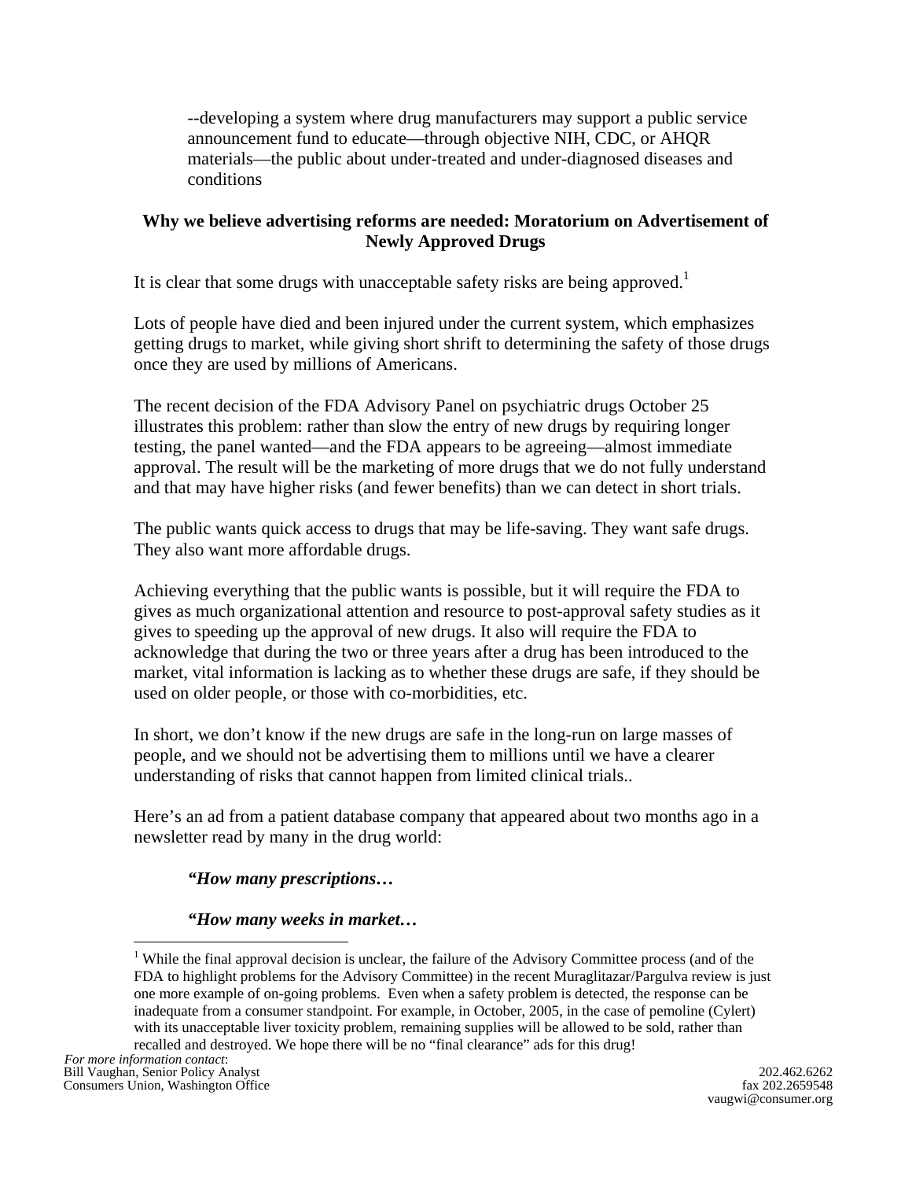--developing a system where drug manufacturers may support a public service announcement fund to educate—through objective NIH, CDC, or AHQR materials—the public about under-treated and under-diagnosed diseases and conditions

**Why we believe advertising reforms are needed: Moratorium on Advertisement of Newly Approved Drugs**

It is clear that some drugs with unacceptable safety risks are being approved.[1]

Lots of people have died and been injured under the current system, which emphasizes getting drugs to market, while giving short shrift to determining the safety of those drugs once they are used by millions of Americans.

The recent decision of the FDA Advisory Panel on psychiatric drugs October 25 illustrates this problem: rather than slow the entry of new drugs by requiring longer testing, the panel wanted—and the FDA appears to be agreeing—almost immediate approval. The result will be the marketing of more drugs that we do not fully understand and that may have higher risks (and fewer benefits) than we can detect in short trials.

The public wants quick access to drugs that may be life-saving. They want safe drugs. They also want more affordable drugs.

Achieving everything that the public wants is possible, but it will require the FDA to gives as much organizational attention and resource to post-approval safety studies as it gives to speeding up the approval of new drugs. It also will require the FDA to acknowledge that during the two or three years after a drug has been introduced to the market, vital information is lacking as to whether these drugs are safe, if they should be used on older people, or those with co-morbidities, etc.

In short, we don't know if the new drugs are safe in the long-run on large masses of people, and we should not be advertising them to millions until we have a clearer understanding of risks that cannot happen from limited clinical trials..

Here's an ad from a patient database company that appeared about two months ago in a newsletter read by many in the drug world:

***"How many prescriptions…***

***"How many weeks in market…***

[1] While the final approval decision is unclear, the failure of the Advisory Committee process (and of the FDA to highlight problems for the Advisory Committee) in the recent Muraglitazar/Pargulva review is just one more example of on-going problems. Even when a safety problem is detected, the response can be inadequate from a consumer standpoint. For example, in October, 2005, in the case of pemoline (Cylert) with its unacceptable liver toxicity problem, remaining supplies will be allowed to be sold, rather than recalled and destroyed. We hope there will be no "final clearance" ads for this drug!

*For more information contact*:
Bill Vaughan, Senior Policy Analyst — 202.462.6262
Consumers Union, Washington Office — fax 202.2659548
vaugwi@consumer.org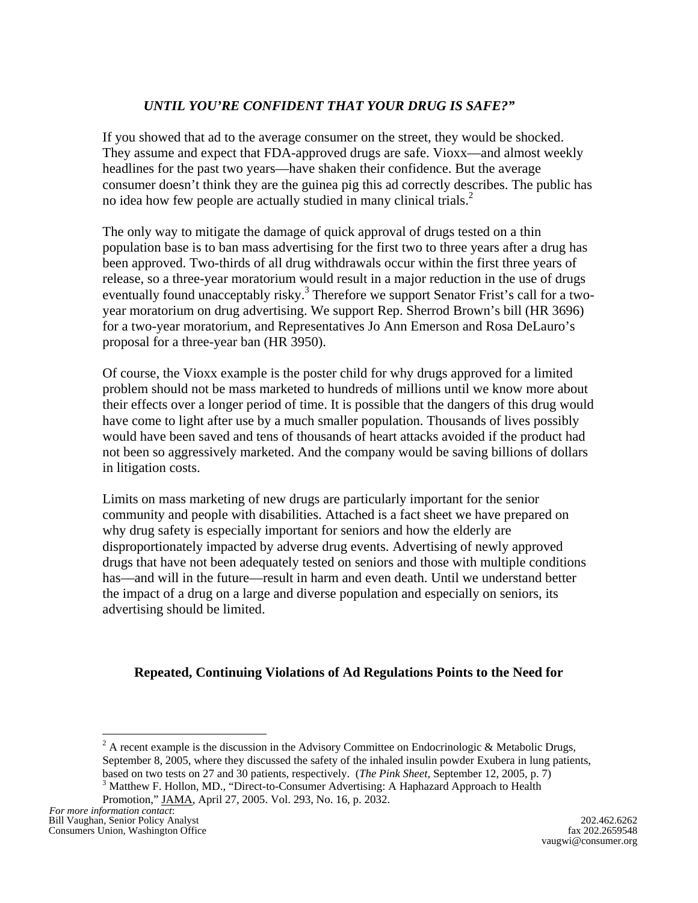***UNTIL YOU'RE CONFIDENT THAT YOUR DRUG IS SAFE?"***

If you showed that ad to the average consumer on the street, they would be shocked. They assume and expect that FDA-approved drugs are safe. Vioxx—and almost weekly headlines for the past two years—have shaken their confidence. But the average consumer doesn't think they are the guinea pig this ad correctly describes. The public has no idea how few people are actually studied in many clinical trials.[2]

The only way to mitigate the damage of quick approval of drugs tested on a thin population base is to ban mass advertising for the first two to three years after a drug has been approved. Two-thirds of all drug withdrawals occur within the first three years of release, so a three-year moratorium would result in a major reduction in the use of drugs eventually found unacceptably risky.[3] Therefore we support Senator Frist's call for a two-year moratorium on drug advertising. We support Rep. Sherrod Brown's bill (HR 3696) for a two-year moratorium, and Representatives Jo Ann Emerson and Rosa DeLauro's proposal for a three-year ban (HR 3950).

Of course, the Vioxx example is the poster child for why drugs approved for a limited problem should not be mass marketed to hundreds of millions until we know more about their effects over a longer period of time. It is possible that the dangers of this drug would have come to light after use by a much smaller population. Thousands of lives possibly would have been saved and tens of thousands of heart attacks avoided if the product had not been so aggressively marketed. And the company would be saving billions of dollars in litigation costs.

Limits on mass marketing of new drugs are particularly important for the senior community and people with disabilities. Attached is a fact sheet we have prepared on why drug safety is especially important for seniors and how the elderly are disproportionately impacted by adverse drug events. Advertising of newly approved drugs that have not been adequately tested on seniors and those with multiple conditions has—and will in the future—result in harm and even death. Until we understand better the impact of a drug on a large and diverse population and especially on seniors, its advertising should be limited.

**Repeated, Continuing Violations of Ad Regulations Points to the Need for**

---

[2] A recent example is the discussion in the Advisory Committee on Endocrinologic & Metabolic Drugs, September 8, 2005, where they discussed the safety of the inhaled insulin powder Exubera in lung patients, based on two tests on 27 and 30 patients, respectively. (*The Pink Sheet*, September 12, 2005, p. 7)

[3] Matthew F. Hollon, MD., "Direct-to-Consumer Advertising: A Haphazard Approach to Health Promotion," JAMA, April 27, 2005. Vol. 293, No. 16, p. 2032.

*For more information contact*:
Bill Vaughan, Senior Policy Analyst
Consumers Union, Washington Office
202.462.6262
fax 202.2659548
vaugwi@consumer.org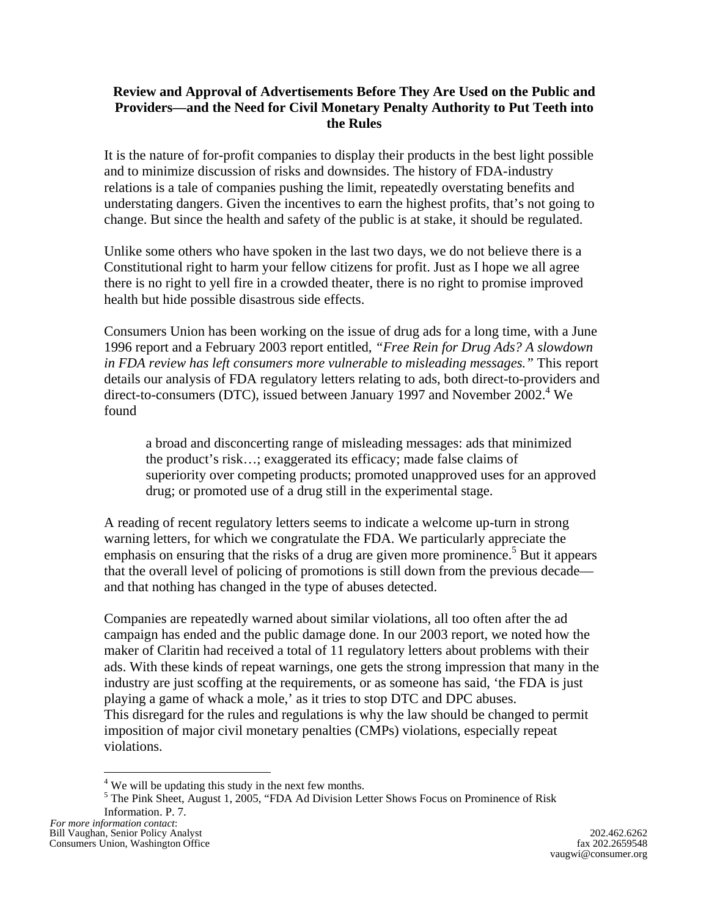**Review and Approval of Advertisements Before They Are Used on the Public and Providers—and the Need for Civil Monetary Penalty Authority to Put Teeth into the Rules**

It is the nature of for-profit companies to display their products in the best light possible and to minimize discussion of risks and downsides. The history of FDA-industry relations is a tale of companies pushing the limit, repeatedly overstating benefits and understating dangers. Given the incentives to earn the highest profits, that's not going to change. But since the health and safety of the public is at stake, it should be regulated.

Unlike some others who have spoken in the last two days, we do not believe there is a Constitutional right to harm your fellow citizens for profit. Just as I hope we all agree there is no right to yell fire in a crowded theater, there is no right to promise improved health but hide possible disastrous side effects.

Consumers Union has been working on the issue of drug ads for a long time, with a June 1996 report and a February 2003 report entitled, *"Free Rein for Drug Ads? A slowdown in FDA review has left consumers more vulnerable to misleading messages."* This report details our analysis of FDA regulatory letters relating to ads, both direct-to-providers and direct-to-consumers (DTC), issued between January 1997 and November 2002.[4] We found

> a broad and disconcerting range of misleading messages: ads that minimized the product's risk…; exaggerated its efficacy; made false claims of superiority over competing products; promoted unapproved uses for an approved drug; or promoted use of a drug still in the experimental stage.

A reading of recent regulatory letters seems to indicate a welcome up-turn in strong warning letters, for which we congratulate the FDA. We particularly appreciate the emphasis on ensuring that the risks of a drug are given more prominence.[5] But it appears that the overall level of policing of promotions is still down from the previous decade—and that nothing has changed in the type of abuses detected.

Companies are repeatedly warned about similar violations, all too often after the ad campaign has ended and the public damage done. In our 2003 report, we noted how the maker of Claritin had received a total of 11 regulatory letters about problems with their ads. With these kinds of repeat warnings, one gets the strong impression that many in the industry are just scoffing at the requirements, or as someone has said, 'the FDA is just playing a game of whack a mole,' as it tries to stop DTC and DPC abuses.
This disregard for the rules and regulations is why the law should be changed to permit imposition of major civil monetary penalties (CMPs) violations, especially repeat violations.

[4] We will be updating this study in the next few months.

[5] The Pink Sheet, August 1, 2005, "FDA Ad Division Letter Shows Focus on Prominence of Risk Information. P. 7.

*For more information contact*:
Bill Vaughan, Senior Policy Analyst
Consumers Union, Washington Office
202.462.6262
fax 202.2659548
vaugwi@consumer.org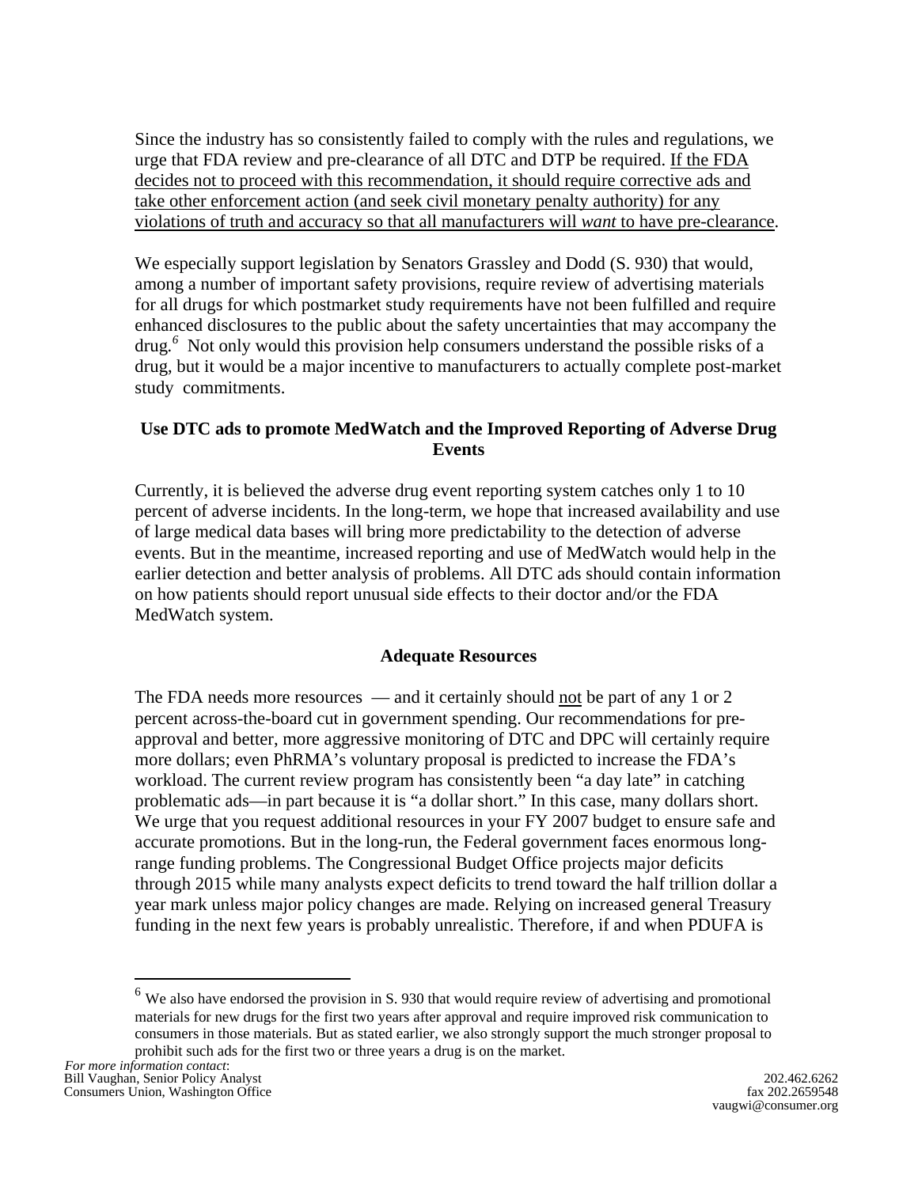Since the industry has so consistently failed to comply with the rules and regulations, we urge that FDA review and pre-clearance of all DTC and DTP be required. If the FDA decides not to proceed with this recommendation, it should require corrective ads and take other enforcement action (and seek civil monetary penalty authority) for any violations of truth and accuracy so that all manufacturers will *want* to have pre-clearance.

We especially support legislation by Senators Grassley and Dodd (S. 930) that would, among a number of important safety provisions, require review of advertising materials for all drugs for which postmarket study requirements have not been fulfilled and require enhanced disclosures to the public about the safety uncertainties that may accompany the drug.[6] Not only would this provision help consumers understand the possible risks of a drug, but it would be a major incentive to manufacturers to actually complete post-market study commitments.

**Use DTC ads to promote MedWatch and the Improved Reporting of Adverse Drug Events**

Currently, it is believed the adverse drug event reporting system catches only 1 to 10 percent of adverse incidents. In the long-term, we hope that increased availability and use of large medical data bases will bring more predictability to the detection of adverse events. But in the meantime, increased reporting and use of MedWatch would help in the earlier detection and better analysis of problems. All DTC ads should contain information on how patients should report unusual side effects to their doctor and/or the FDA MedWatch system.

**Adequate Resources**

The FDA needs more resources — and it certainly should not be part of any 1 or 2 percent across-the-board cut in government spending. Our recommendations for pre-approval and better, more aggressive monitoring of DTC and DPC will certainly require more dollars; even PhRMA's voluntary proposal is predicted to increase the FDA's workload. The current review program has consistently been "a day late" in catching problematic ads—in part because it is "a dollar short." In this case, many dollars short. We urge that you request additional resources in your FY 2007 budget to ensure safe and accurate promotions. But in the long-run, the Federal government faces enormous long-range funding problems. The Congressional Budget Office projects major deficits through 2015 while many analysts expect deficits to trend toward the half trillion dollar a year mark unless major policy changes are made. Relying on increased general Treasury funding in the next few years is probably unrealistic. Therefore, if and when PDUFA is

[6] We also have endorsed the provision in S. 930 that would require review of advertising and promotional materials for new drugs for the first two years after approval and require improved risk communication to consumers in those materials. But as stated earlier, we also strongly support the much stronger proposal to prohibit such ads for the first two or three years a drug is on the market.

*For more information contact*:
Bill Vaughan, Senior Policy Analyst 202.462.6262
Consumers Union, Washington Office fax 202.2659548
vaugwi@consumer.org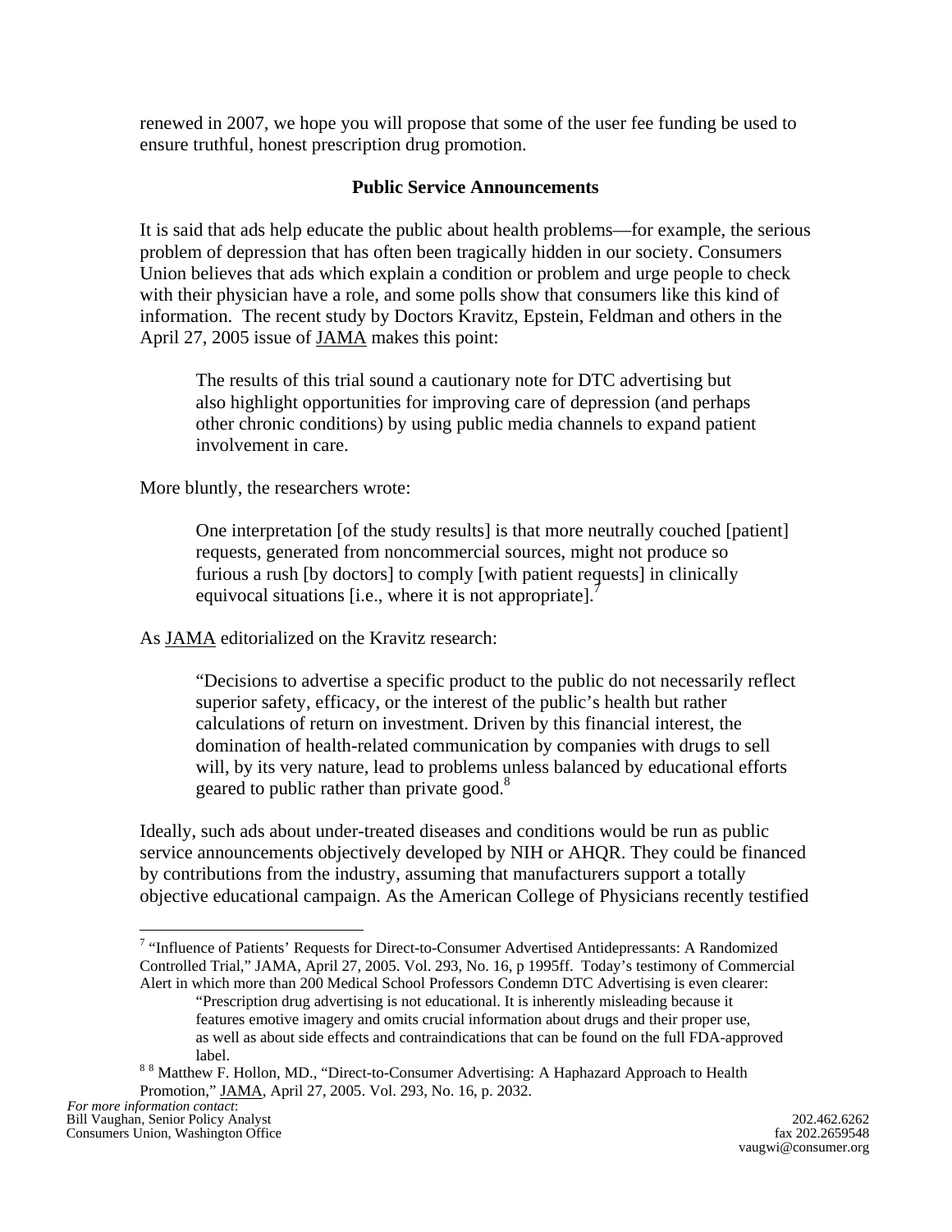renewed in 2007, we hope you will propose that some of the user fee funding be used to ensure truthful, honest prescription drug promotion.

### Public Service Announcements

It is said that ads help educate the public about health problems—for example, the serious problem of depression that has often been tragically hidden in our society. Consumers Union believes that ads which explain a condition or problem and urge people to check with their physician have a role, and some polls show that consumers like this kind of information. The recent study by Doctors Kravitz, Epstein, Feldman and others in the April 27, 2005 issue of JAMA makes this point:

> The results of this trial sound a cautionary note for DTC advertising but also highlight opportunities for improving care of depression (and perhaps other chronic conditions) by using public media channels to expand patient involvement in care.

More bluntly, the researchers wrote:

> One interpretation [of the study results] is that more neutrally couched [patient] requests, generated from noncommercial sources, might not produce so furious a rush [by doctors] to comply [with patient requests] in clinically equivocal situations [i.e., where it is not appropriate].[7]

As JAMA editorialized on the Kravitz research:

> "Decisions to advertise a specific product to the public do not necessarily reflect superior safety, efficacy, or the interest of the public's health but rather calculations of return on investment. Driven by this financial interest, the domination of health-related communication by companies with drugs to sell will, by its very nature, lead to problems unless balanced by educational efforts geared to public rather than private good.[8]

Ideally, such ads about under-treated diseases and conditions would be run as public service announcements objectively developed by NIH or AHQR. They could be financed by contributions from the industry, assuming that manufacturers support a totally objective educational campaign. As the American College of Physicians recently testified

---

[7] "Influence of Patients' Requests for Direct-to-Consumer Advertised Antidepressants: A Randomized Controlled Trial," JAMA, April 27, 2005. Vol. 293, No. 16, p 1995ff. Today's testimony of Commercial Alert in which more than 200 Medical School Professors Condemn DTC Advertising is even clearer:

> "Prescription drug advertising is not educational. It is inherently misleading because it features emotive imagery and omits crucial information about drugs and their proper use, as well as about side effects and contraindications that can be found on the full FDA-approved label.

[8] [8] Matthew F. Hollon, MD., "Direct-to-Consumer Advertising: A Haphazard Approach to Health Promotion," JAMA, April 27, 2005. Vol. 293, No. 16, p. 2032.

*For more information contact*:
Bill Vaughan, Senior Policy Analyst — 202.462.6262
Consumers Union, Washington Office — fax 202.2659548
vaugwi@consumer.org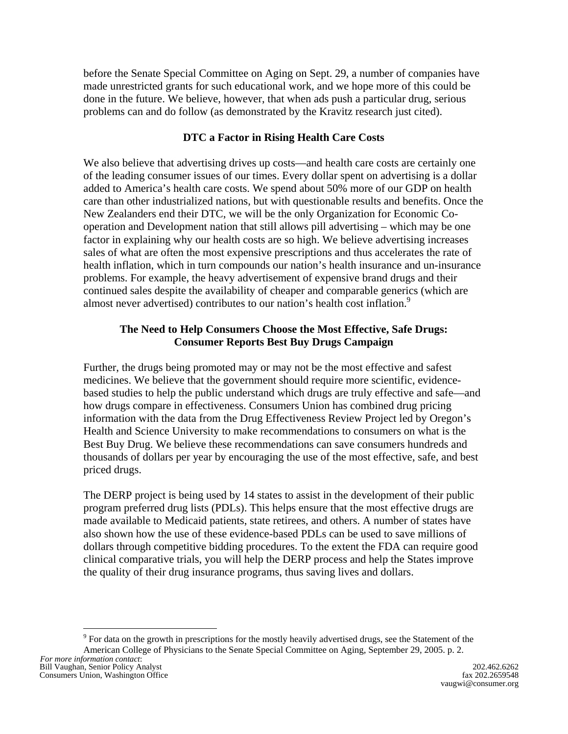before the Senate Special Committee on Aging on Sept. 29, a number of companies have made unrestricted grants for such educational work, and we hope more of this could be done in the future. We believe, however, that when ads push a particular drug, serious problems can and do follow (as demonstrated by the Kravitz research just cited).

## DTC a Factor in Rising Health Care Costs

We also believe that advertising drives up costs—and health care costs are certainly one of the leading consumer issues of our times. Every dollar spent on advertising is a dollar added to America's health care costs. We spend about 50% more of our GDP on health care than other industrialized nations, but with questionable results and benefits. Once the New Zealanders end their DTC, we will be the only Organization for Economic Co-operation and Development nation that still allows pill advertising – which may be one factor in explaining why our health costs are so high. We believe advertising increases sales of what are often the most expensive prescriptions and thus accelerates the rate of health inflation, which in turn compounds our nation's health insurance and un-insurance problems. For example, the heavy advertisement of expensive brand drugs and their continued sales despite the availability of cheaper and comparable generics (which are almost never advertised) contributes to our nation's health cost inflation.[9]

## The Need to Help Consumers Choose the Most Effective, Safe Drugs: Consumer Reports Best Buy Drugs Campaign

Further, the drugs being promoted may or may not be the most effective and safest medicines. We believe that the government should require more scientific, evidence-based studies to help the public understand which drugs are truly effective and safe—and how drugs compare in effectiveness. Consumers Union has combined drug pricing information with the data from the Drug Effectiveness Review Project led by Oregon's Health and Science University to make recommendations to consumers on what is the Best Buy Drug. We believe these recommendations can save consumers hundreds and thousands of dollars per year by encouraging the use of the most effective, safe, and best priced drugs.

The DERP project is being used by 14 states to assist in the development of their public program preferred drug lists (PDLs). This helps ensure that the most effective drugs are made available to Medicaid patients, state retirees, and others. A number of states have also shown how the use of these evidence-based PDLs can be used to save millions of dollars through competitive bidding procedures. To the extent the FDA can require good clinical comparative trials, you will help the DERP process and help the States improve the quality of their drug insurance programs, thus saving lives and dollars.

---

[9] For data on the growth in prescriptions for the mostly heavily advertised drugs, see the Statement of the American College of Physicians to the Senate Special Committee on Aging, September 29, 2005. p. 2.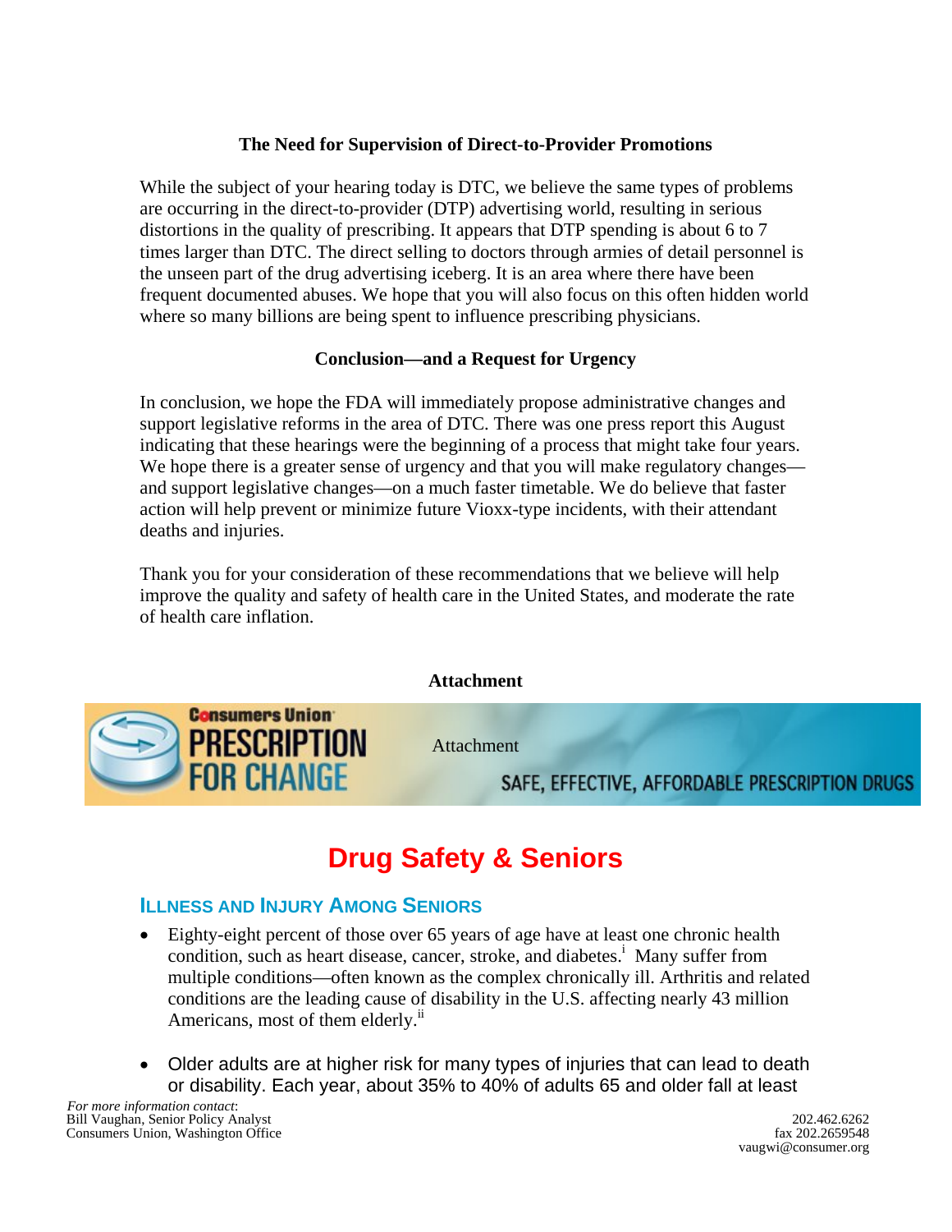### The Need for Supervision of Direct-to-Provider Promotions

While the subject of your hearing today is DTC, we believe the same types of problems are occurring in the direct-to-provider (DTP) advertising world, resulting in serious distortions in the quality of prescribing. It appears that DTP spending is about 6 to 7 times larger than DTC. The direct selling to doctors through armies of detail personnel is the unseen part of the drug advertising iceberg. It is an area where there have been frequent documented abuses. We hope that you will also focus on this often hidden world where so many billions are being spent to influence prescribing physicians.

### Conclusion—and a Request for Urgency

In conclusion, we hope the FDA will immediately propose administrative changes and support legislative reforms in the area of DTC. There was one press report this August indicating that these hearings were the beginning of a process that might take four years. We hope there is a greater sense of urgency and that you will make regulatory changes—and support legislative changes—on a much faster timetable. We do believe that faster action will help prevent or minimize future Vioxx-type incidents, with their attendant deaths and injuries.

Thank you for your consideration of these recommendations that we believe will help improve the quality and safety of health care in the United States, and moderate the rate of health care inflation.

**Attachment**

Consumers Union PRESCRIPTION FOR CHANGE

Attachment

SAFE, EFFECTIVE, AFFORDABLE PRESCRIPTION DRUGS

# Drug Safety & Seniors

## Illness and Injury Among Seniors

- Eighty-eight percent of those over 65 years of age have at least one chronic health condition, such as heart disease, cancer, stroke, and diabetes.[i] Many suffer from multiple conditions—often known as the complex chronically ill. Arthritis and related conditions are the leading cause of disability in the U.S. affecting nearly 43 million Americans, most of them elderly.[ii]

- Older adults are at higher risk for many types of injuries that can lead to death or disability. Each year, about 35% to 40% of adults 65 and older fall at least

*For more information contact*:
Bill Vaughan, Senior Policy Analyst
Consumers Union, Washington Office
202.462.6262
fax 202.2659548
vaugwi@consumer.org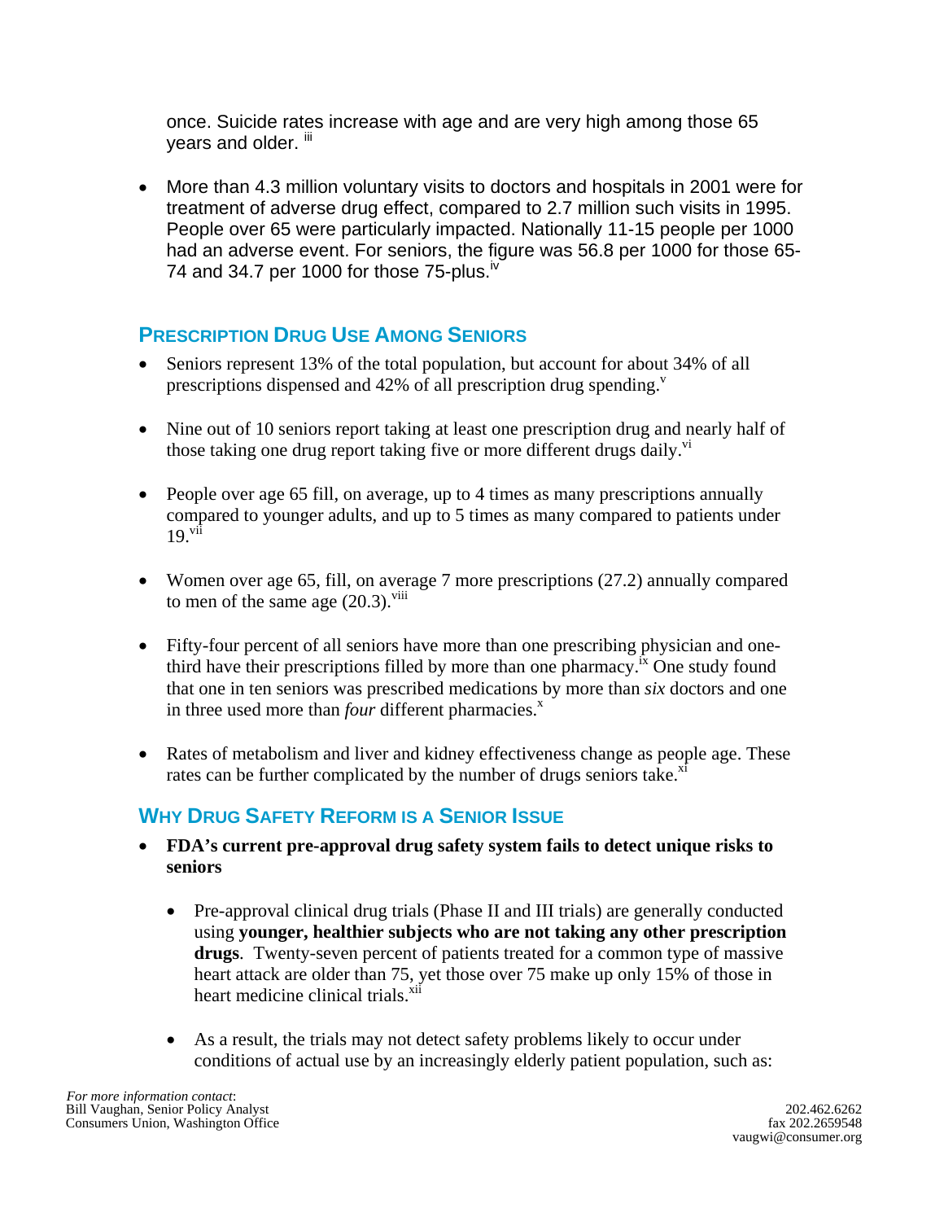once. Suicide rates increase with age and are very high among those 65 years and older. [iii]

- More than 4.3 million voluntary visits to doctors and hospitals in 2001 were for treatment of adverse drug effect, compared to 2.7 million such visits in 1995. People over 65 were particularly impacted. Nationally 11-15 people per 1000 had an adverse event. For seniors, the figure was 56.8 per 1000 for those 65-74 and 34.7 per 1000 for those 75-plus.[iv]

## Prescription Drug Use Among Seniors

- Seniors represent 13% of the total population, but account for about 34% of all prescriptions dispensed and 42% of all prescription drug spending.[v]
- Nine out of 10 seniors report taking at least one prescription drug and nearly half of those taking one drug report taking five or more different drugs daily.[vi]
- People over age 65 fill, on average, up to 4 times as many prescriptions annually compared to younger adults, and up to 5 times as many compared to patients under 19.[vii]
- Women over age 65, fill, on average 7 more prescriptions (27.2) annually compared to men of the same age (20.3).[viii]
- Fifty-four percent of all seniors have more than one prescribing physician and one-third have their prescriptions filled by more than one pharmacy.[ix] One study found that one in ten seniors was prescribed medications by more than *six* doctors and one in three used more than *four* different pharmacies.[x]
- Rates of metabolism and liver and kidney effectiveness change as people age. These rates can be further complicated by the number of drugs seniors take.[xi]

## Why Drug Safety Reform is a Senior Issue

- **FDA's current pre-approval drug safety system fails to detect unique risks to seniors**
    - Pre-approval clinical drug trials (Phase II and III trials) are generally conducted using **younger, healthier subjects who are not taking any other prescription drugs**. Twenty-seven percent of patients treated for a common type of massive heart attack are older than 75, yet those over 75 make up only 15% of those in heart medicine clinical trials.[xii]
    - As a result, the trials may not detect safety problems likely to occur under conditions of actual use by an increasingly elderly patient population, such as:

*For more information contact*:
Bill Vaughan, Senior Policy Analyst
Consumers Union, Washington Office

202.462.6262
fax 202.2659548
vaugwi@consumer.org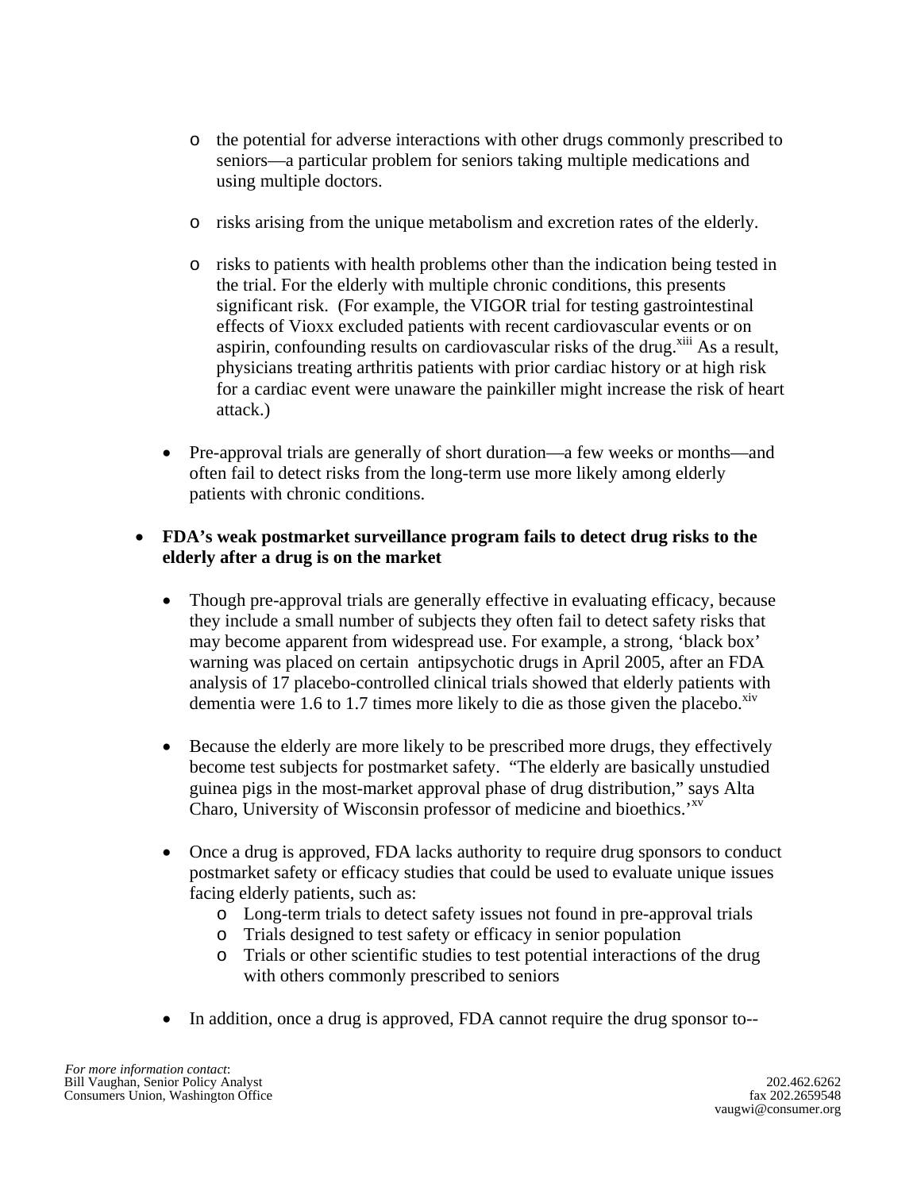- the potential for adverse interactions with other drugs commonly prescribed to seniors—a particular problem for seniors taking multiple medications and using multiple doctors.

  - risks arising from the unique metabolism and excretion rates of the elderly.

  - risks to patients with health problems other than the indication being tested in the trial. For the elderly with multiple chronic conditions, this presents significant risk. (For example, the VIGOR trial for testing gastrointestinal effects of Vioxx excluded patients with recent cardiovascular events or on aspirin, confounding results on cardiovascular risks of the drug.[xiii] As a result, physicians treating arthritis patients with prior cardiac history or at high risk for a cardiac event were unaware the painkiller might increase the risk of heart attack.)

- Pre-approval trials are generally of short duration—a few weeks or months—and often fail to detect risks from the long-term use more likely among elderly patients with chronic conditions.

- **FDA's weak postmarket surveillance program fails to detect drug risks to the elderly after a drug is on the market**

  - Though pre-approval trials are generally effective in evaluating efficacy, because they include a small number of subjects they often fail to detect safety risks that may become apparent from widespread use. For example, a strong, 'black box' warning was placed on certain antipsychotic drugs in April 2005, after an FDA analysis of 17 placebo-controlled clinical trials showed that elderly patients with dementia were 1.6 to 1.7 times more likely to die as those given the placebo.[xiv]

  - Because the elderly are more likely to be prescribed more drugs, they effectively become test subjects for postmarket safety. "The elderly are basically unstudied guinea pigs in the most-market approval phase of drug distribution," says Alta Charo, University of Wisconsin professor of medicine and bioethics.'[xv]

  - Once a drug is approved, FDA lacks authority to require drug sponsors to conduct postmarket safety or efficacy studies that could be used to evaluate unique issues facing elderly patients, such as:
    - Long-term trials to detect safety issues not found in pre-approval trials
    - Trials designed to test safety or efficacy in senior population
    - Trials or other scientific studies to test potential interactions of the drug with others commonly prescribed to seniors

  - In addition, once a drug is approved, FDA cannot require the drug sponsor to--

*For more information contact*:
Bill Vaughan, Senior Policy Analyst
Consumers Union, Washington Office

202.462.6262
fax 202.2659548
vaugwi@consumer.org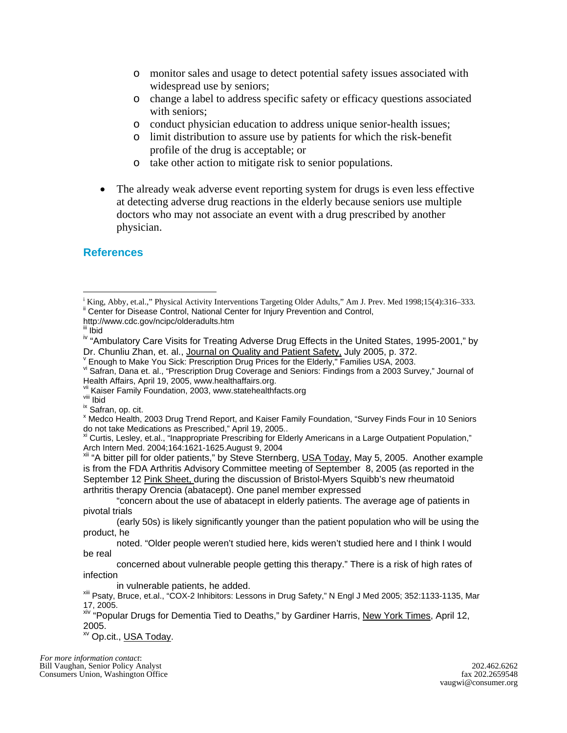- monitor sales and usage to detect potential safety issues associated with widespread use by seniors;
    - change a label to address specific safety or efficacy questions associated with seniors;
    - conduct physician education to address unique senior-health issues;
    - limit distribution to assure use by patients for which the risk-benefit profile of the drug is acceptable; or
    - take other action to mitigate risk to senior populations.

- The already weak adverse event reporting system for drugs is even less effective at detecting adverse drug reactions in the elderly because seniors use multiple doctors who may not associate an event with a drug prescribed by another physician.

## References

[i] King, Abby, et.al.," Physical Activity Interventions Targeting Older Adults," Am J. Prev. Med 1998;15(4):316–333.

[ii] Center for Disease Control, National Center for Injury Prevention and Control, http://www.cdc.gov/ncipc/olderadults.htm

[iii] Ibid

[iv] "Ambulatory Care Visits for Treating Adverse Drug Effects in the United States, 1995-2001," by Dr. Chunliu Zhan, et. al., Journal on Quality and Patient Safety, July 2005, p. 372.

[v] Enough to Make You Sick: Prescription Drug Prices for the Elderly," Families USA, 2003.

[vi] Safran, Dana et. al., "Prescription Drug Coverage and Seniors: Findings from a 2003 Survey," Journal of Health Affairs, April 19, 2005, www.healthaffairs.org.

[vii] Kaiser Family Foundation, 2003, www.statehealthfacts.org

[viii] Ibid

[ix] Safran, op. cit.

[x] Medco Health, 2003 Drug Trend Report, and Kaiser Family Foundation, "Survey Finds Four in 10 Seniors do not take Medications as Prescribed," April 19, 2005..

[xi] Curtis, Lesley, et.al., "Inappropriate Prescribing for Elderly Americans in a Large Outpatient Population," Arch Intern Med. 2004;164:1621-1625.August 9, 2004

[xii] "A bitter pill for older patients," by Steve Sternberg, USA Today, May 5, 2005. Another example is from the FDA Arthritis Advisory Committee meeting of September 8, 2005 (as reported in the September 12 Pink Sheet, during the discussion of Bristol-Myers Squibb's new rheumatoid arthritis therapy Orencia (abatacept). One panel member expressed

"concern about the use of abatacept in elderly patients. The average age of patients in pivotal trials (early 50s) is likely significantly younger than the patient population who will be using the product, he noted. "Older people weren't studied here, kids weren't studied here and I think I would be real concerned about vulnerable people getting this therapy." There is a risk of high rates of infection in vulnerable patients, he added.

[xiii] Psaty, Bruce, et.al., "COX-2 Inhibitors: Lessons in Drug Safety," N Engl J Med 2005; 352:1133-1135, Mar 17, 2005.

[xiv] "Popular Drugs for Dementia Tied to Deaths," by Gardiner Harris, New York Times, April 12, 2005.

[xv] Op.cit., USA Today.

*For more information contact*:
Bill Vaughan, Senior Policy Analyst
Consumers Union, Washington Office

202.462.6262
fax 202.2659548
vaugwi@consumer.org